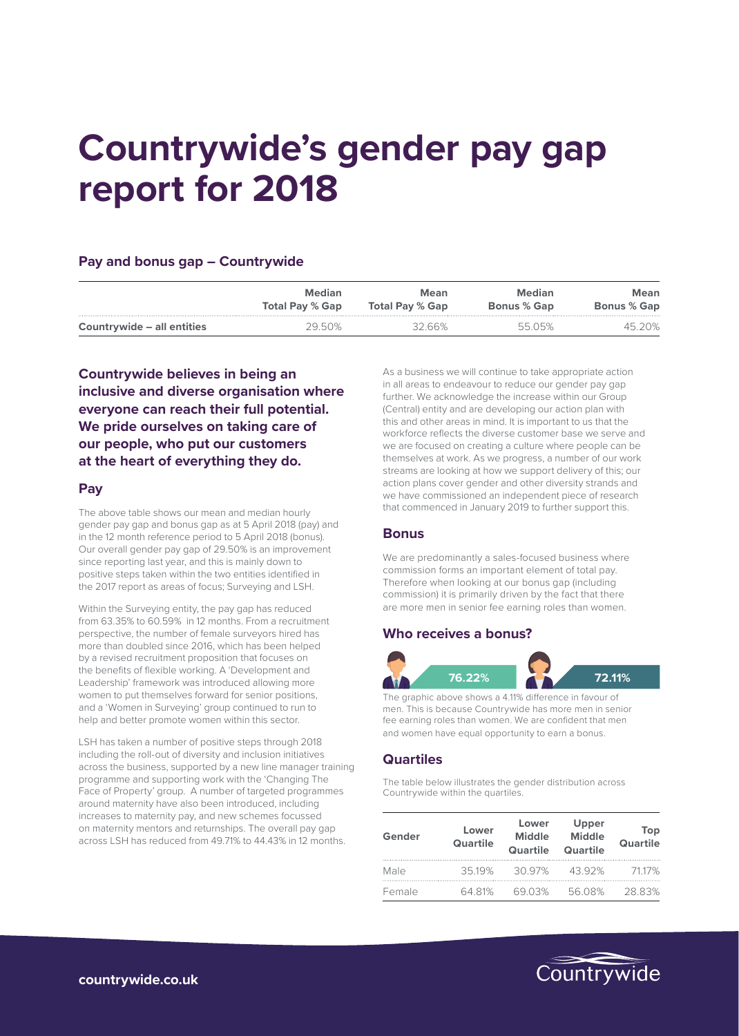# Countrywide's gender pay gap report for 2018

### Pay and bonus gap – Countrywide

| | Median Total Pay % Gap | Mean Total Pay % Gap | Median Bonus % Gap | Mean Bonus % Gap |
|---|---|---|---|---|
| **Countrywide – all entities** | 29.50% | 32.66% | 55.05% | 45.20% |

**Countrywide believes in being an inclusive and diverse organisation where everyone can reach their full potential. We pride ourselves on taking care of our people, who put our customers at the heart of everything they do.**

## Pay

The above table shows our mean and median hourly gender pay gap and bonus gap as at 5 April 2018 (pay) and in the 12 month reference period to 5 April 2018 (bonus). Our overall gender pay gap of 29.50% is an improvement since reporting last year, and this is mainly down to positive steps taken within the two entities identified in the 2017 report as areas of focus; Surveying and LSH.

Within the Surveying entity, the pay gap has reduced from 63.35% to 60.59% in 12 months. From a recruitment perspective, the number of female surveyors hired has more than doubled since 2016, which has been helped by a revised recruitment proposition that focuses on the benefits of flexible working. A 'Development and Leadership' framework was introduced allowing more women to put themselves forward for senior positions, and a 'Women in Surveying' group continued to run to help and better promote women within this sector.

LSH has taken a number of positive steps through 2018 including the roll-out of diversity and inclusion initiatives across the business, supported by a new line manager training programme and supporting work with the 'Changing The Face of Property' group. A number of targeted programmes around maternity have also been introduced, including increases to maternity pay, and new schemes focussed on maternity mentors and returnships. The overall pay gap across LSH has reduced from 49.71% to 44.43% in 12 months.

As a business we will continue to take appropriate action in all areas to endeavour to reduce our gender pay gap further. We acknowledge the increase within our Group (Central) entity and are developing our action plan with this and other areas in mind. It is important to us that the workforce reflects the diverse customer base we serve and we are focused on creating a culture where people can be themselves at work. As we progress, a number of our work streams are looking at how we support delivery of this; our action plans cover gender and other diversity strands and we have commissioned an independent piece of research that commenced in January 2019 to further support this.

## Bonus

We are predominantly a sales-focused business where commission forms an important element of total pay. Therefore when looking at our bonus gap (including commission) it is primarily driven by the fact that there are more men in senior fee earning roles than women.

## Who receives a bonus?

Male: 76.22% | Female: 72.11%

The graphic above shows a 4.11% difference in favour of men. This is because Countrywide has more men in senior fee earning roles than women. We are confident that men and women have equal opportunity to earn a bonus.

## Quartiles

The table below illustrates the gender distribution across Countrywide within the quartiles.

| Gender | Lower Quartile | Lower Middle Quartile | Upper Middle Quartile | Top Quartile |
|---|---|---|---|---|
| Male | 35.19% | 30.97% | 43.92% | 71.17% |
| Female | 64.81% | 69.03% | 56.08% | 28.83% |

**countrywide.co.uk**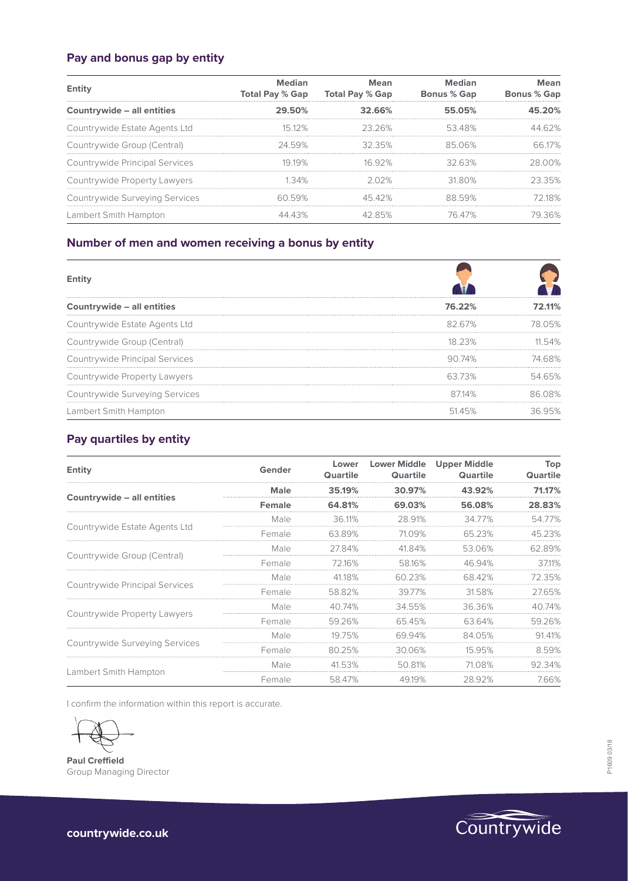## Pay and bonus gap by entity

| Entity | Median Total Pay % Gap | Mean Total Pay % Gap | Median Bonus % Gap | Mean Bonus % Gap |
|---|---|---|---|---|
| **Countrywide – all entities** | **29.50%** | **32.66%** | **55.05%** | **45.20%** |
| Countrywide Estate Agents Ltd | 15.12% | 23.26% | 53.48% | 44.62% |
| Countrywide Group (Central) | 24.59% | 32.35% | 85.06% | 66.17% |
| Countrywide Principal Services | 19.19% | 16.92% | 32.63% | 28.00% |
| Countrywide Property Lawyers | 1.34% | 2.02% | 31.80% | 23.35% |
| Countrywide Surveying Services | 60.59% | 45.42% | 88.59% | 72.18% |
| Lambert Smith Hampton | 44.43% | 42.85% | 76.47% | 79.36% |

## Number of men and women receiving a bonus by entity

| Entity | Men | Women |
|---|---|---|
| **Countrywide – all entities** | **76.22%** | **72.11%** |
| Countrywide Estate Agents Ltd | 82.67% | 78.05% |
| Countrywide Group (Central) | 18.23% | 11.54% |
| Countrywide Principal Services | 90.74% | 74.68% |
| Countrywide Property Lawyers | 63.73% | 54.65% |
| Countrywide Surveying Services | 87.14% | 86.08% |
| Lambert Smith Hampton | 51.45% | 36.95% |

## Pay quartiles by entity

| Entity | Gender | Lower Quartile | Lower Middle Quartile | Upper Middle Quartile | Top Quartile |
|---|---|---|---|---|---|
| **Countrywide – all entities** | **Male** | **35.19%** | **30.97%** | **43.92%** | **71.17%** |
| | **Female** | **64.81%** | **69.03%** | **56.08%** | **28.83%** |
| Countrywide Estate Agents Ltd | Male | 36.11% | 28.91% | 34.77% | 54.77% |
| | Female | 63.89% | 71.09% | 65.23% | 45.23% |
| Countrywide Group (Central) | Male | 27.84% | 41.84% | 53.06% | 62.89% |
| | Female | 72.16% | 58.16% | 46.94% | 37.11% |
| Countrywide Principal Services | Male | 41.18% | 60.23% | 68.42% | 72.35% |
| | Female | 58.82% | 39.77% | 31.58% | 27.65% |
| Countrywide Property Lawyers | Male | 40.74% | 34.55% | 36.36% | 40.74% |
| | Female | 59.26% | 65.45% | 63.64% | 59.26% |
| Countrywide Surveying Services | Male | 19.75% | 69.94% | 84.05% | 91.41% |
| | Female | 80.25% | 30.06% | 15.95% | 8.59% |
| Lambert Smith Hampton | Male | 41.53% | 50.81% | 71.08% | 92.34% |
| | Female | 58.47% | 49.19% | 28.92% | 7.66% |

I confirm the information within this report is accurate.

**Paul Creffield**
Group Managing Director

P1609 03/18

**countrywide.co.uk**

Countrywide